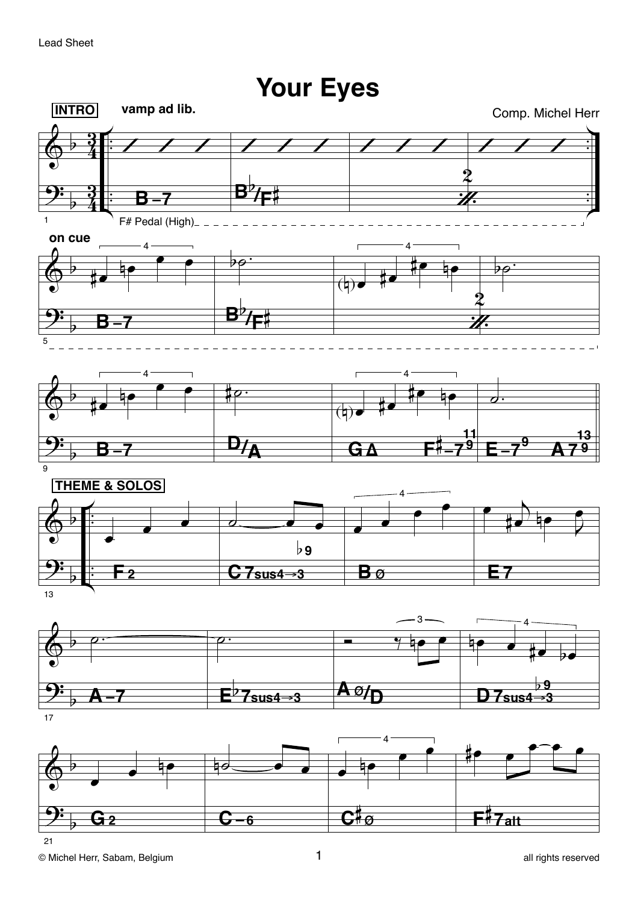Lead Sheet

# Your Eyes

Comp. Michel Herr

**INTRO** **vamp ad lib.**

| B–7 | B♭/F♯ | | 2 |
F# Pedal (High)

**on cue**

| B–7 | B♭/F♯ | | 2 |

| B–7 | D/A | GΔ F♯–7(9,11) | E–7(9) A7(9,13) |

**THEME & SOLOS**

| F2 | C7sus4→3(♭9) | Bø | E7 |

| A–7 | E♭7sus4→3 | Aø/D | D7sus4→3(♭9) |

| G2 | C–6 | C♯ø | F♯7alt |

© Michel Herr, Sabam, Belgium

all rights reserved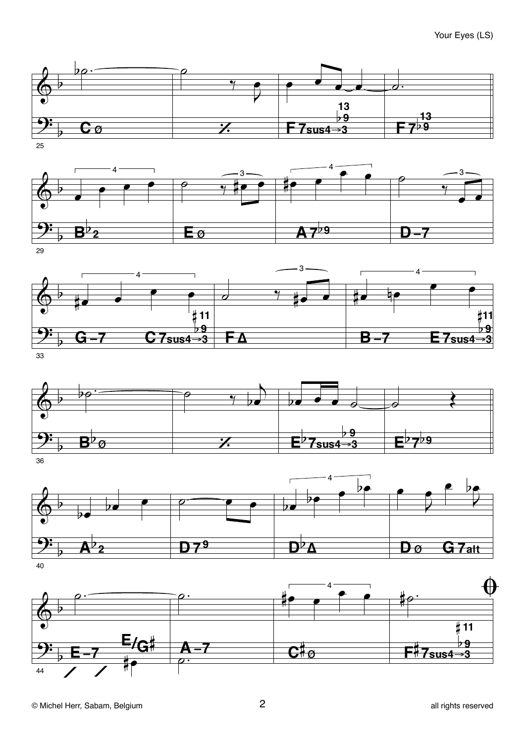25

| C ø | % | F7sus4→3 (♭9, 13) | F7♭9 (13) |

29

| B♭2 | E ø | A7♭9 | D–7 |

33

| G–7 C7sus4→3 (♭9, ♯11) | F Δ | B–7 E7sus4→3 (♭9, ♯11) |

36

| B♭ ø | % | E♭7sus4→3 (♭9) | E♭7♭9 |

40

| A♭2 | D7 9 | D♭Δ | D ø G7alt |

44

| E–7 E/G♯ | A–7 | C♯ø | F♯7sus4→3 (♭9, ♯11) |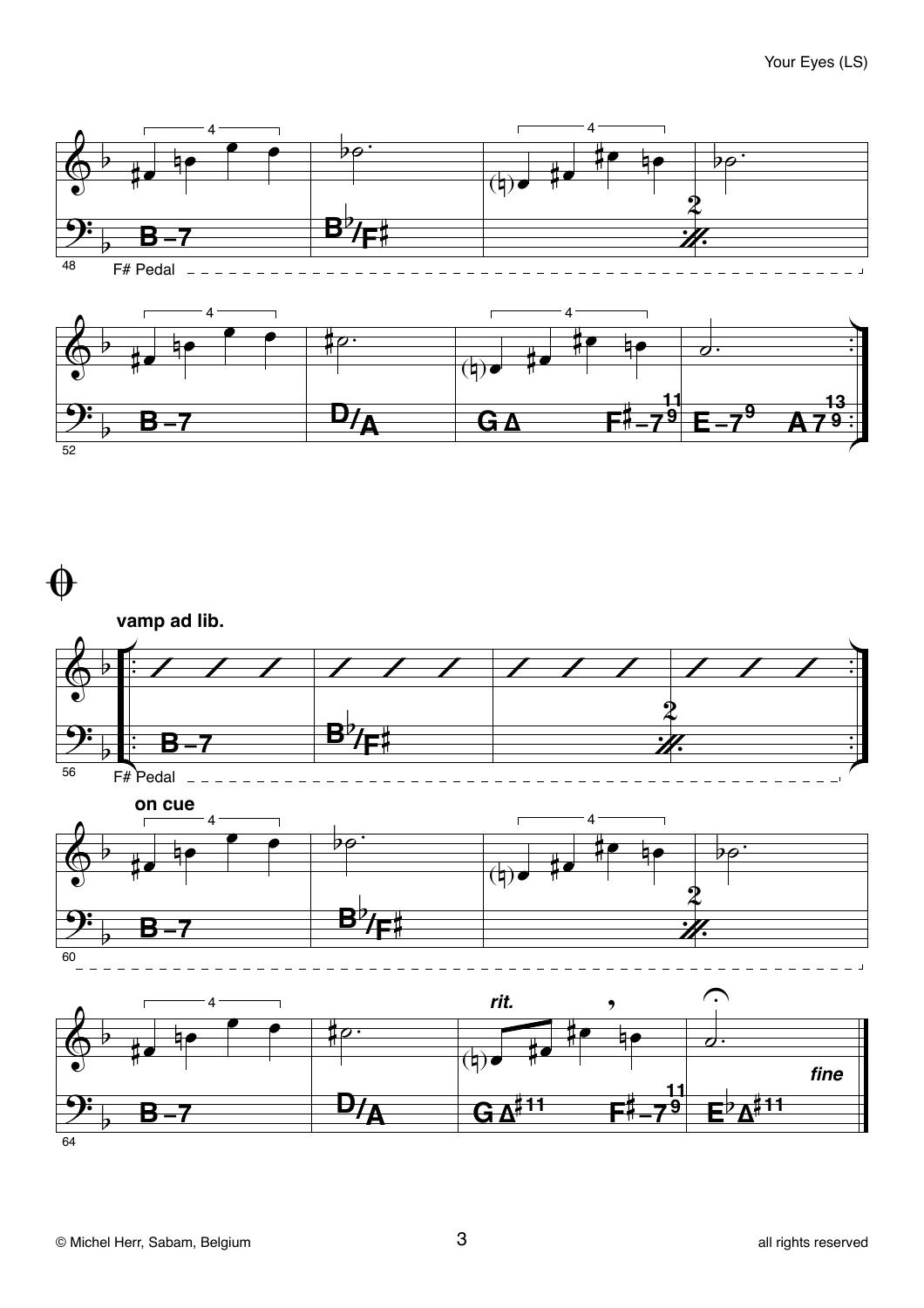48 F# Pedal

B–7 | B♭/F♯ | | 2

52

B–7 | D/A | GΔ F♯–7(9, 11) | E–7(9) A7(9, 13)

𝄌

**vamp ad lib.**

56 F# Pedal

B–7 | B♭/F♯ | | 2

**on cue**

60

B–7 | B♭/F♯ | | 2

64

*rit.*

B–7 | D/A | GΔ(♯11) F♯–7(9, 11) | E♭Δ(♯11)

*fine*